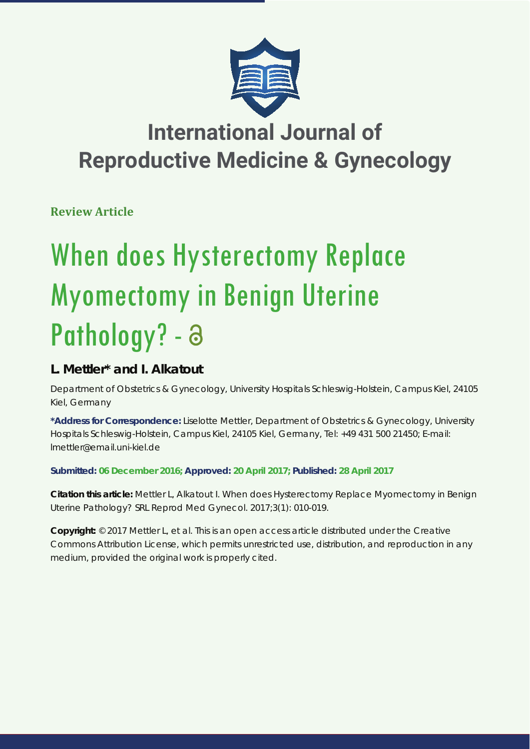# International Journal of Reproductive Medicine & Gynecology

**Review Article**

# When does Hysterectomy Replace Myomectomy in Benign Uterine Pathology? -

**L. Mettler\* and I. Alkatout**

Department of Obstetrics & Gynecology, University Hospitals Schleswig-Holstein, Campus Kiel, 24105 Kiel, Germany

**\*Address for Correspondence:** Liselotte Mettler, Department of Obstetrics & Gynecology, University Hospitals Schleswig-Holstein, Campus Kiel, 24105 Kiel, Germany, Tel: +49 431 500 21450; E-mail: lmettler@email.uni-kiel.de

**Submitted: 06 December 2016; Approved: 20 April 2017; Published: 28 April 2017**

**Citation this article:** Mettler L, Alkatout I. When does Hysterectomy Replace Myomectomy in Benign Uterine Pathology? SRL Reprod Med Gynecol. 2017;3(1): 010-019.

**Copyright:** © 2017 Mettler L, et al. This is an open access article distributed under the Creative Commons Attribution License, which permits unrestricted use, distribution, and reproduction in any medium, provided the original work is properly cited.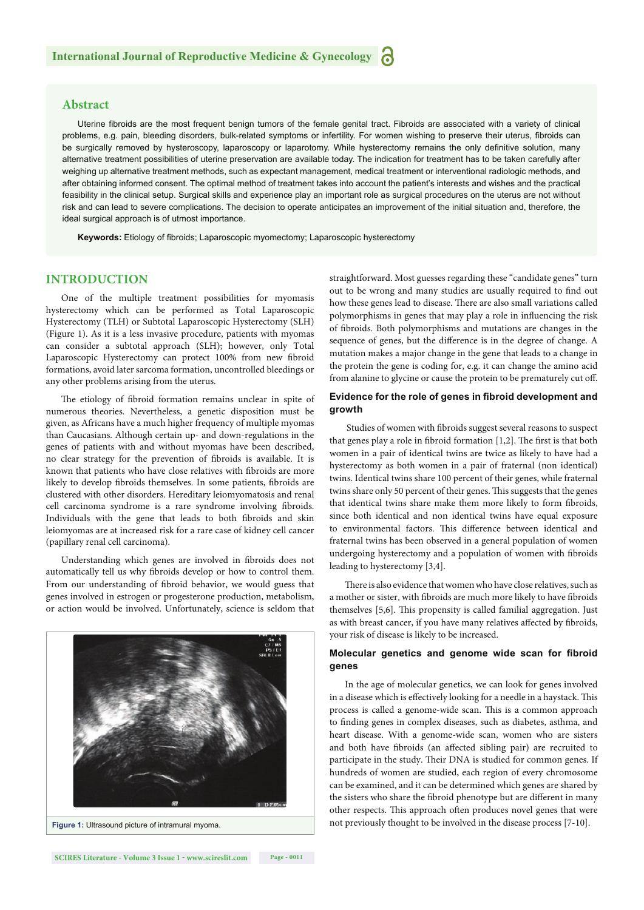## Abstract

Uterine fibroids are the most frequent benign tumors of the female genital tract. Fibroids are associated with a variety of clinical problems, e.g. pain, bleeding disorders, bulk-related symptoms or infertility. For women wishing to preserve their uterus, fibroids can be surgically removed by hysteroscopy, laparoscopy or laparotomy. While hysterectomy remains the only definitive solution, many alternative treatment possibilities of uterine preservation are available today. The indication for treatment has to be taken carefully after weighing up alternative treatment methods, such as expectant management, medical treatment or interventional radiologic methods, and after obtaining informed consent. The optimal method of treatment takes into account the patient's interests and wishes and the practical feasibility in the clinical setup. Surgical skills and experience play an important role as surgical procedures on the uterus are not without risk and can lead to severe complications. The decision to operate anticipates an improvement of the initial situation and, therefore, the ideal surgical approach is of utmost importance.

**Keywords:** Etiology of fibroids; Laparoscopic myomectomy; Laparoscopic hysterectomy

## INTRODUCTION

One of the multiple treatment possibilities for myomasis hysterectomy which can be performed as Total Laparoscopic Hysterectomy (TLH) or Subtotal Laparoscopic Hysterectomy (SLH) (Figure 1). As it is a less invasive procedure, patients with myomas can consider a subtotal approach (SLH); however, only Total Laparoscopic Hysterectomy can protect 100% from new fibroid formations, avoid later sarcoma formation, uncontrolled bleedings or any other problems arising from the uterus.

The etiology of fibroid formation remains unclear in spite of numerous theories. Nevertheless, a genetic disposition must be given, as Africans have a much higher frequency of multiple myomas than Caucasians. Although certain up- and down-regulations in the genes of patients with and without myomas have been described, no clear strategy for the prevention of fibroids is available. It is known that patients who have close relatives with fibroids are more likely to develop fibroids themselves. In some patients, fibroids are clustered with other disorders. Hereditary leiomyomatosis and renal cell carcinoma syndrome is a rare syndrome involving fibroids. Individuals with the gene that leads to both fibroids and skin leiomyomas are at increased risk for a rare case of kidney cell cancer (papillary renal cell carcinoma).

Understanding which genes are involved in fibroids does not automatically tell us why fibroids develop or how to control them. From our understanding of fibroid behavior, we would guess that genes involved in estrogen or progesterone production, metabolism, or action would be involved. Unfortunately, science is seldom that straightforward. Most guesses regarding these "candidate genes" turn out to be wrong and many studies are usually required to find out how these genes lead to disease. There are also small variations called polymorphisms in genes that may play a role in influencing the risk of fibroids. Both polymorphisms and mutations are changes in the sequence of genes, but the difference is in the degree of change. A mutation makes a major change in the gene that leads to a change in the protein the gene is coding for, e.g. it can change the amino acid from alanine to glycine or cause the protein to be prematurely cut off.

**Figure 1:** Ultrasound picture of intramural myoma.

### Evidence for the role of genes in fibroid development and growth

Studies of women with fibroids suggest several reasons to suspect that genes play a role in fibroid formation [1,2]. The first is that both women in a pair of identical twins are twice as likely to have had a hysterectomy as both women in a pair of fraternal (non identical) twins. Identical twins share 100 percent of their genes, while fraternal twins share only 50 percent of their genes. This suggests that the genes that identical twins share make them more likely to form fibroids, since both identical and non identical twins have equal exposure to environmental factors. This difference between identical and fraternal twins has been observed in a general population of women undergoing hysterectomy and a population of women with fibroids leading to hysterectomy [3,4].

There is also evidence that women who have close relatives, such as a mother or sister, with fibroids are much more likely to have fibroids themselves [5,6]. This propensity is called familial aggregation. Just as with breast cancer, if you have many relatives affected by fibroids, your risk of disease is likely to be increased.

### Molecular genetics and genome wide scan for fibroid genes

In the age of molecular genetics, we can look for genes involved in a disease which is effectively looking for a needle in a haystack. This process is called a genome-wide scan. This is a common approach to finding genes in complex diseases, such as diabetes, asthma, and heart disease. With a genome-wide scan, women who are sisters and both have fibroids (an affected sibling pair) are recruited to participate in the study. Their DNA is studied for common genes. If hundreds of women are studied, each region of every chromosome can be examined, and it can be determined which genes are shared by the sisters who share the fibroid phenotype but are different in many other respects. This approach often produces novel genes that were not previously thought to be involved in the disease process [7-10].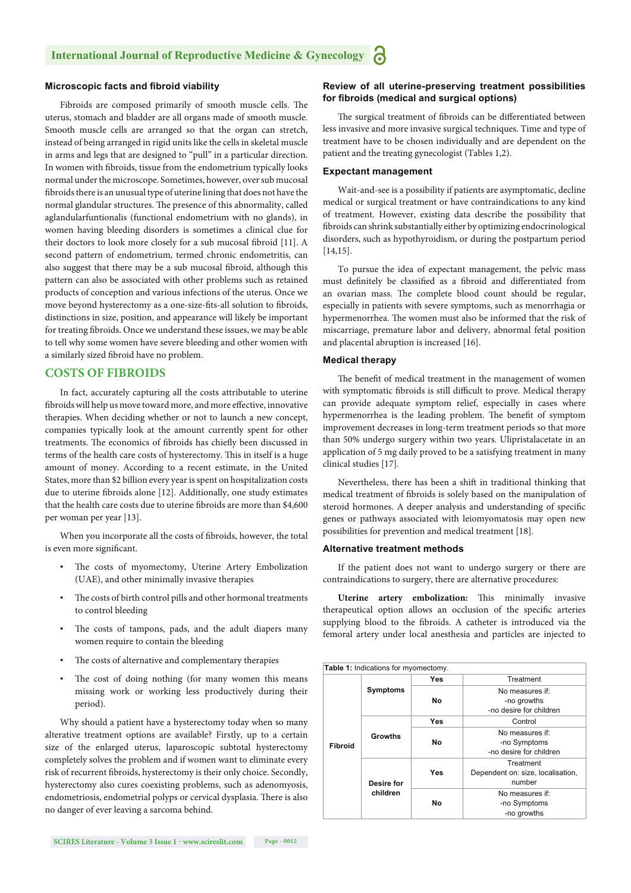### Microscopic facts and fibroid viability

Fibroids are composed primarily of smooth muscle cells. The uterus, stomach and bladder are all organs made of smooth muscle. Smooth muscle cells are arranged so that the organ can stretch, instead of being arranged in rigid units like the cells in skeletal muscle in arms and legs that are designed to "pull" in a particular direction. In women with fibroids, tissue from the endometrium typically looks normal under the microscope. Sometimes, however, over sub mucosal fibroids there is an unusual type of uterine lining that does not have the normal glandular structures. The presence of this abnormality, called aglandularfuntionalis (functional endometrium with no glands), in women having bleeding disorders is sometimes a clinical clue for their doctors to look more closely for a sub mucosal fibroid [11]. A second pattern of endometrium, termed chronic endometritis, can also suggest that there may be a sub mucosal fibroid, although this pattern can also be associated with other problems such as retained products of conception and various infections of the uterus. Once we move beyond hysterectomy as a one-size-fits-all solution to fibroids, distinctions in size, position, and appearance will likely be important for treating fibroids. Once we understand these issues, we may be able to tell why some women have severe bleeding and other women with a similarly sized fibroid have no problem.

## COSTS OF FIBROIDS

In fact, accurately capturing all the costs attributable to uterine fibroids will help us move toward more, and more effective, innovative therapies. When deciding whether or not to launch a new concept, companies typically look at the amount currently spent for other treatments. The economics of fibroids has chiefly been discussed in terms of the health care costs of hysterectomy. This in itself is a huge amount of money. According to a recent estimate, in the United States, more than $2 billion every year is spent on hospitalization costs due to uterine fibroids alone [12]. Additionally, one study estimates that the health care costs due to uterine fibroids are more than $4,600 per woman per year [13].

When you incorporate all the costs of fibroids, however, the total is even more significant.

- The costs of myomectomy, Uterine Artery Embolization (UAE), and other minimally invasive therapies
- The costs of birth control pills and other hormonal treatments to control bleeding
- The costs of tampons, pads, and the adult diapers many women require to contain the bleeding
- The costs of alternative and complementary therapies
- The cost of doing nothing (for many women this means missing work or working less productively during their period).

Why should a patient have a hysterectomy today when so many alterative treatment options are available? Firstly, up to a certain size of the enlarged uterus, laparoscopic subtotal hysterectomy completely solves the problem and if women want to eliminate every risk of recurrent fibroids, hysterectomy is their only choice. Secondly, hysterectomy also cures coexisting problems, such as adenomyosis, endometriosis, endometrial polyps or cervical dysplasia. There is also no danger of ever leaving a sarcoma behind.

### Review of all uterine-preserving treatment possibilities for fibroids (medical and surgical options)

The surgical treatment of fibroids can be differentiated between less invasive and more invasive surgical techniques. Time and type of treatment have to be chosen individually and are dependent on the patient and the treating gynecologist (Tables 1,2).

### Expectant management

Wait-and-see is a possibility if patients are asymptomatic, decline medical or surgical treatment or have contraindications to any kind of treatment. However, existing data describe the possibility that fibroids can shrink substantially either by optimizing endocrinological disorders, such as hypothyroidism, or during the postpartum period [14,15].

To pursue the idea of expectant management, the pelvic mass must definitely be classified as a fibroid and differentiated from an ovarian mass. The complete blood count should be regular, especially in patients with severe symptoms, such as menorrhagia or hypermenorrhea. The women must also be informed that the risk of miscarriage, premature labor and delivery, abnormal fetal position and placental abruption is increased [16].

### Medical therapy

The benefit of medical treatment in the management of women with symptomatic fibroids is still difficult to prove. Medical therapy can provide adequate symptom relief, especially in cases where hypermenorrhea is the leading problem. The benefit of symptom improvement decreases in long-term treatment periods so that more than 50% undergo surgery within two years. Ulipristalacetate in an application of 5 mg daily proved to be a satisfying treatment in many clinical studies [17].

Nevertheless, there has been a shift in traditional thinking that medical treatment of fibroids is solely based on the manipulation of steroid hormones. A deeper analysis and understanding of specific genes or pathways associated with leiomyomatosis may open new possibilities for prevention and medical treatment [18].

### Alternative treatment methods

If the patient does not want to undergo surgery or there are contraindications to surgery, there are alternative procedures:

**Uterine artery embolization:** This minimally invasive therapeutical option allows an occlusion of the specific arteries supplying blood to the fibroids. A catheter is introduced via the femoral artery under local anesthesia and particles are injected to

**Table 1:** Indications for myomectomy.

| | | | |
|---|---|---|---|
| Fibroid | Symptoms | Yes | Treatment |
| | | No | No measures if: -no growths -no desire for children |
| | Growths | Yes | Control |
| | | No | No measures if: -no Symptoms -no desire for children |
| | Desire for children | Yes | Treatment Dependent on: size, localisation, number |
| | | No | No measures if: -no Symptoms -no growths |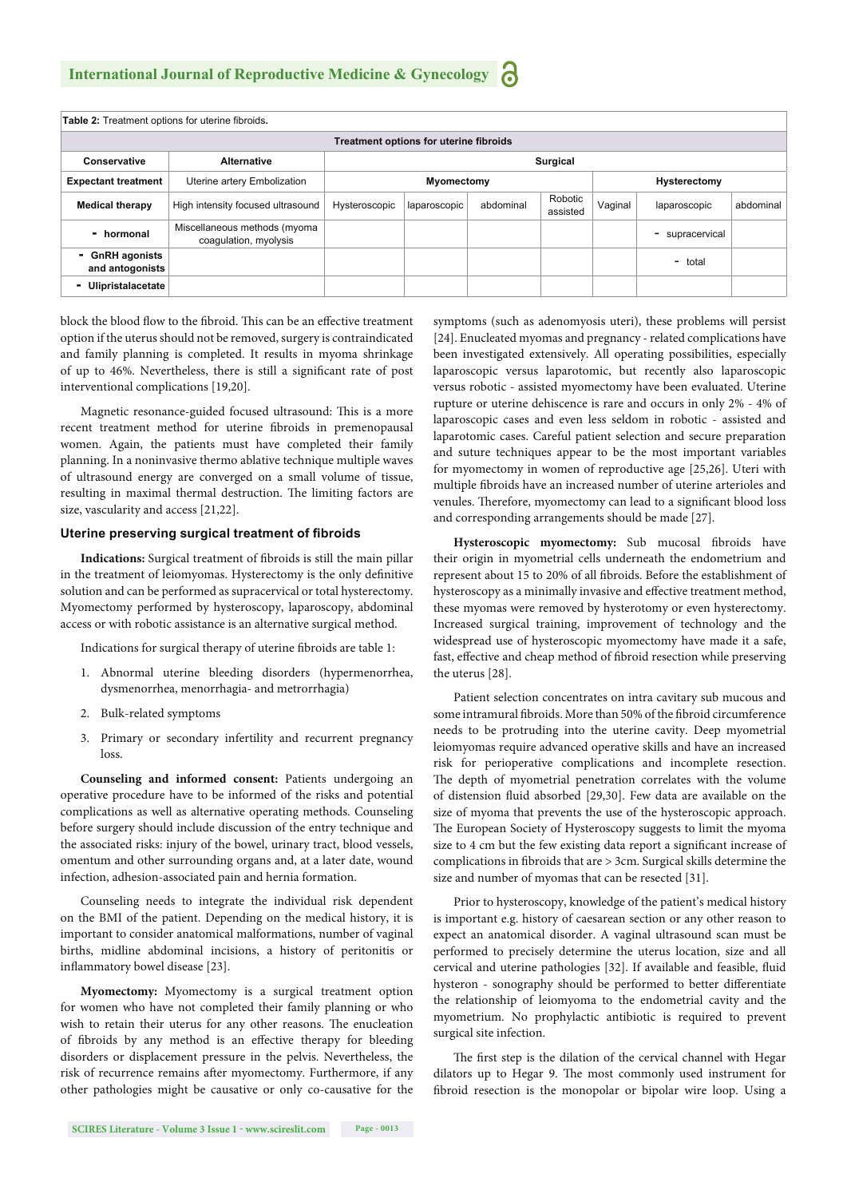**Table 2:** Treatment options for uterine fibroids.

| Treatment options for uterine fibroids | | | | | | | | | |
|---|---|---|---|---|---|---|---|---|---|
| Conservative | Alternative | Surgical | | | | | | | |
| Expectant treatment | Uterine artery Embolization | Myomectomy | | | | Hysterectomy | | | |
| Medical therapy | High intensity focused ultrasound | Hysteroscopic | laparoscopic | abdominal | Robotic assisted | Vaginal | laparoscopic | abdominal | |
| - hormonal | Miscellaneous methods (myoma coagulation, myolysis | | | | | | - supracervical | | |
| - GnRH agonists and antogonists | | | | | | | - total | | |
| - Ulipristalacetate | | | | | | | | | |

block the blood flow to the fibroid. This can be an effective treatment option if the uterus should not be removed, surgery is contraindicated and family planning is completed. It results in myoma shrinkage of up to 46%. Nevertheless, there is still a significant rate of post interventional complications [19,20].

Magnetic resonance-guided focused ultrasound: This is a more recent treatment method for uterine fibroids in premenopausal women. Again, the patients must have completed their family planning. In a noninvasive thermo ablative technique multiple waves of ultrasound energy are converged on a small volume of tissue, resulting in maximal thermal destruction. The limiting factors are size, vascularity and access [21,22].

### Uterine preserving surgical treatment of fibroids

**Indications:** Surgical treatment of fibroids is still the main pillar in the treatment of leiomyomas. Hysterectomy is the only definitive solution and can be performed as supracervical or total hysterectomy. Myomectomy performed by hysteroscopy, laparoscopy, abdominal access or with robotic assistance is an alternative surgical method.

Indications for surgical therapy of uterine fibroids are table 1:

1. Abnormal uterine bleeding disorders (hypermenorrhea, dysmenorrhea, menorrhagia- and metrorrhagia)
2. Bulk-related symptoms
3. Primary or secondary infertility and recurrent pregnancy loss.

**Counseling and informed consent:** Patients undergoing an operative procedure have to be informed of the risks and potential complications as well as alternative operating methods. Counseling before surgery should include discussion of the entry technique and the associated risks: injury of the bowel, urinary tract, blood vessels, omentum and other surrounding organs and, at a later date, wound infection, adhesion-associated pain and hernia formation.

Counseling needs to integrate the individual risk dependent on the BMI of the patient. Depending on the medical history, it is important to consider anatomical malformations, number of vaginal births, midline abdominal incisions, a history of peritonitis or inflammatory bowel disease [23].

**Myomectomy:** Myomectomy is a surgical treatment option for women who have not completed their family planning or who wish to retain their uterus for any other reasons. The enucleation of fibroids by any method is an effective therapy for bleeding disorders or displacement pressure in the pelvis. Nevertheless, the risk of recurrence remains after myomectomy. Furthermore, if any other pathologies might be causative or only co-causative for the symptoms (such as adenomyosis uteri), these problems will persist [24]. Enucleated myomas and pregnancy - related complications have been investigated extensively. All operating possibilities, especially laparoscopic versus laparotomic, but recently also laparoscopic versus robotic - assisted myomectomy have been evaluated. Uterine rupture or uterine dehiscence is rare and occurs in only 2% - 4% of laparoscopic cases and even less seldom in robotic - assisted and laparotomic cases. Careful patient selection and secure preparation and suture techniques appear to be the most important variables for myomectomy in women of reproductive age [25,26]. Uteri with multiple fibroids have an increased number of uterine arterioles and venules. Therefore, myomectomy can lead to a significant blood loss and corresponding arrangements should be made [27].

**Hysteroscopic myomectomy:** Sub mucosal fibroids have their origin in myometrial cells underneath the endometrium and represent about 15 to 20% of all fibroids. Before the establishment of hysteroscopy as a minimally invasive and effective treatment method, these myomas were removed by hysterotomy or even hysterectomy. Increased surgical training, improvement of technology and the widespread use of hysteroscopic myomectomy have made it a safe, fast, effective and cheap method of fibroid resection while preserving the uterus [28].

Patient selection concentrates on intra cavitary sub mucous and some intramural fibroids. More than 50% of the fibroid circumference needs to be protruding into the uterine cavity. Deep myometrial leiomyomas require advanced operative skills and have an increased risk for perioperative complications and incomplete resection. The depth of myometrial penetration correlates with the volume of distension fluid absorbed [29,30]. Few data are available on the size of myoma that prevents the use of the hysteroscopic approach. The European Society of Hysteroscopy suggests to limit the myoma size to 4 cm but the few existing data report a significant increase of complications in fibroids that are > 3cm. Surgical skills determine the size and number of myomas that can be resected [31].

Prior to hysteroscopy, knowledge of the patient's medical history is important e.g. history of caesarean section or any other reason to expect an anatomical disorder. A vaginal ultrasound scan must be performed to precisely determine the uterus location, size and all cervical and uterine pathologies [32]. If available and feasible, fluid hysteron - sonography should be performed to better differentiate the relationship of leiomyoma to the endometrial cavity and the myometrium. No prophylactic antibiotic is required to prevent surgical site infection.

The first step is the dilation of the cervical channel with Hegar dilators up to Hegar 9. The most commonly used instrument for fibroid resection is the monopolar or bipolar wire loop. Using a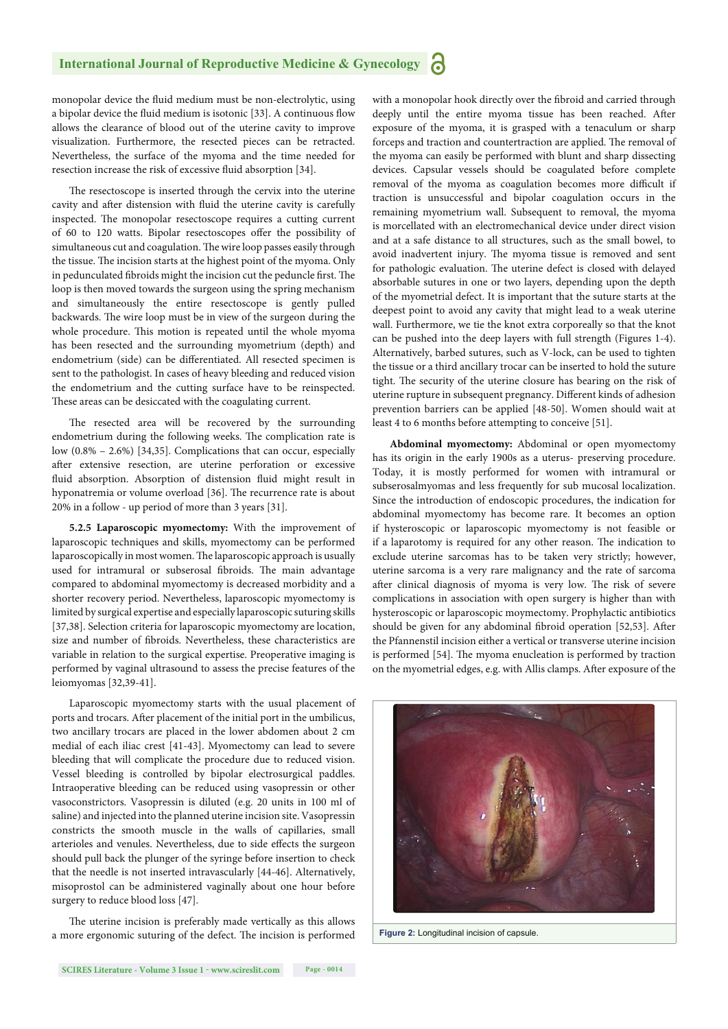monopolar device the fluid medium must be non-electrolytic, using a bipolar device the fluid medium is isotonic [33]. A continuous flow allows the clearance of blood out of the uterine cavity to improve visualization. Furthermore, the resected pieces can be retracted. Nevertheless, the surface of the myoma and the time needed for resection increase the risk of excessive fluid absorption [34].

The resectoscope is inserted through the cervix into the uterine cavity and after distension with fluid the uterine cavity is carefully inspected. The monopolar resectoscope requires a cutting current of 60 to 120 watts. Bipolar resectoscopes offer the possibility of simultaneous cut and coagulation. The wire loop passes easily through the tissue. The incision starts at the highest point of the myoma. Only in pedunculated fibroids might the incision cut the peduncle first. The loop is then moved towards the surgeon using the spring mechanism and simultaneously the entire resectoscope is gently pulled backwards. The wire loop must be in view of the surgeon during the whole procedure. This motion is repeated until the whole myoma has been resected and the surrounding myometrium (depth) and endometrium (side) can be differentiated. All resected specimen is sent to the pathologist. In cases of heavy bleeding and reduced vision the endometrium and the cutting surface have to be reinspected. These areas can be desiccated with the coagulating current.

The resected area will be recovered by the surrounding endometrium during the following weeks. The complication rate is low (0.8% – 2.6%) [34,35]. Complications that can occur, especially after extensive resection, are uterine perforation or excessive fluid absorption. Absorption of distension fluid might result in hyponatremia or volume overload [36]. The recurrence rate is about 20% in a follow - up period of more than 3 years [31].

**5.2.5 Laparoscopic myomectomy:** With the improvement of laparoscopic techniques and skills, myomectomy can be performed laparoscopically in most women. The laparoscopic approach is usually used for intramural or subserosal fibroids. The main advantage compared to abdominal myomectomy is decreased morbidity and a shorter recovery period. Nevertheless, laparoscopic myomectomy is limited by surgical expertise and especially laparoscopic suturing skills [37,38]. Selection criteria for laparoscopic myomectomy are location, size and number of fibroids. Nevertheless, these characteristics are variable in relation to the surgical expertise. Preoperative imaging is performed by vaginal ultrasound to assess the precise features of the leiomyomas [32,39-41].

Laparoscopic myomectomy starts with the usual placement of ports and trocars. After placement of the initial port in the umbilicus, two ancillary trocars are placed in the lower abdomen about 2 cm medial of each iliac crest [41-43]. Myomectomy can lead to severe bleeding that will complicate the procedure due to reduced vision. Vessel bleeding is controlled by bipolar electrosurgical paddles. Intraoperative bleeding can be reduced using vasopressin or other vasoconstrictors. Vasopressin is diluted (e.g. 20 units in 100 ml of saline) and injected into the planned uterine incision site. Vasopressin constricts the smooth muscle in the walls of capillaries, small arterioles and venules. Nevertheless, due to side effects the surgeon should pull back the plunger of the syringe before insertion to check that the needle is not inserted intravascularly [44-46]. Alternatively, misoprostol can be administered vaginally about one hour before surgery to reduce blood loss [47].

The uterine incision is preferably made vertically as this allows a more ergonomic suturing of the defect. The incision is performed with a monopolar hook directly over the fibroid and carried through deeply until the entire myoma tissue has been reached. After exposure of the myoma, it is grasped with a tenaculum or sharp forceps and traction and countertraction are applied. The removal of the myoma can easily be performed with blunt and sharp dissecting devices. Capsular vessels should be coagulated before complete removal of the myoma as coagulation becomes more difficult if traction is unsuccessful and bipolar coagulation occurs in the remaining myometrium wall. Subsequent to removal, the myoma is morcellated with an electromechanical device under direct vision and at a safe distance to all structures, such as the small bowel, to avoid inadvertent injury. The myoma tissue is removed and sent for pathologic evaluation. The uterine defect is closed with delayed absorbable sutures in one or two layers, depending upon the depth of the myometrial defect. It is important that the suture starts at the deepest point to avoid any cavity that might lead to a weak uterine wall. Furthermore, we tie the knot extra corporeally so that the knot can be pushed into the deep layers with full strength (Figures 1-4). Alternatively, barbed sutures, such as V-lock, can be used to tighten the tissue or a third ancillary trocar can be inserted to hold the suture tight. The security of the uterine closure has bearing on the risk of uterine rupture in subsequent pregnancy. Different kinds of adhesion prevention barriers can be applied [48-50]. Women should wait at least 4 to 6 months before attempting to conceive [51].

**Abdominal myomectomy:** Abdominal or open myomectomy has its origin in the early 1900s as a uterus- preserving procedure. Today, it is mostly performed for women with intramural or subserosalmyomas and less frequently for sub mucosal localization. Since the introduction of endoscopic procedures, the indication for abdominal myomectomy has become rare. It becomes an option if hysteroscopic or laparoscopic myomectomy is not feasible or if a laparotomy is required for any other reason. The indication to exclude uterine sarcomas has to be taken very strictly; however, uterine sarcoma is a very rare malignancy and the rate of sarcoma after clinical diagnosis of myoma is very low. The risk of severe complications in association with open surgery is higher than with hysteroscopic or laparoscopic moymectomy. Prophylactic antibiotics should be given for any abdominal fibroid operation [52,53]. After the Pfannenstil incision either a vertical or transverse uterine incision is performed [54]. The myoma enucleation is performed by traction on the myometrial edges, e.g. with Allis clamps. After exposure of the

**Figure 2:** Longitudinal incision of capsule.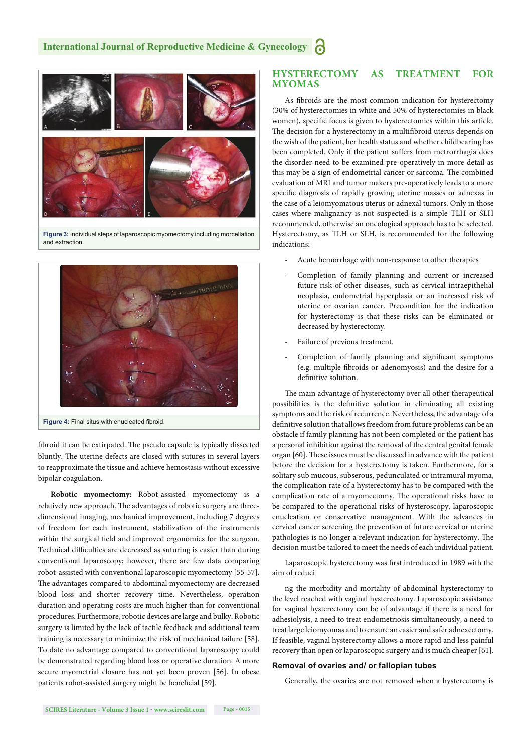Figure 3: Individual steps of laparoscopic myomectomy including morcellation and extraction.

Figure 4: Final situs with enucleated fibroid.

fibroid it can be extirpated. The pseudo capsule is typically dissected bluntly. The uterine defects are closed with sutures in several layers to reapproximate the tissue and achieve hemostasis without excessive bipolar coagulation.

**Robotic myomectomy:** Robot-assisted myomectomy is a relatively new approach. The advantages of robotic surgery are three-dimensional imaging, mechanical improvement, including 7 degrees of freedom for each instrument, stabilization of the instruments within the surgical field and improved ergonomics for the surgeon. Technical difficulties are decreased as suturing is easier than during conventional laparoscopy; however, there are few data comparing robot-assisted with conventional laparoscopic myomectomy [55-57]. The advantages compared to abdominal myomectomy are decreased blood loss and shorter recovery time. Nevertheless, operation duration and operating costs are much higher than for conventional procedures. Furthermore, robotic devices are large and bulky. Robotic surgery is limited by the lack of tactile feedback and additional team training is necessary to minimize the risk of mechanical failure [58]. To date no advantage compared to conventional laparoscopy could be demonstrated regarding blood loss or operative duration. A more secure myometrial closure has not yet been proven [56]. In obese patients robot-assisted surgery might be beneficial [59].

## HYSTERECTOMY AS TREATMENT FOR MYOMAS

As fibroids are the most common indication for hysterectomy (30% of hysterectomies in white and 50% of hysterectomies in black women), specific focus is given to hysterectomies within this article. The decision for a hysterectomy in a multifibroid uterus depends on the wish of the patient, her health status and whether childbearing has been completed. Only if the patient suffers from metrorrhagia does the disorder need to be examined pre-operatively in more detail as this may be a sign of endometrial cancer or sarcoma. The combined evaluation of MRI and tumor makers pre-operatively leads to a more specific diagnosis of rapidly growing uterine masses or adnexas in the case of a leiomyomatous uterus or adnexal tumors. Only in those cases where malignancy is not suspected is a simple TLH or SLH recommended, otherwise an oncological approach has to be selected. Hysterectomy, as TLH or SLH, is recommended for the following indications:

- Acute hemorrhage with non-response to other therapies
- Completion of family planning and current or increased future risk of other diseases, such as cervical intraepithelial neoplasia, endometrial hyperplasia or an increased risk of uterine or ovarian cancer. Precondition for the indication for hysterectomy is that these risks can be eliminated or decreased by hysterectomy.
- Failure of previous treatment.
- Completion of family planning and significant symptoms (e.g. multiple fibroids or adenomyosis) and the desire for a definitive solution.

The main advantage of hysterectomy over all other therapeutical possibilities is the definitive solution in eliminating all existing symptoms and the risk of recurrence. Nevertheless, the advantage of a definitive solution that allows freedom from future problems can be an obstacle if family planning has not been completed or the patient has a personal inhibition against the removal of the central genital female organ [60]. These issues must be discussed in advance with the patient before the decision for a hysterectomy is taken. Furthermore, for a solitary sub mucous, subserous, pedunculated or intramural myoma, the complication rate of a hysterectomy has to be compared with the complication rate of a myomectomy. The operational risks have to be compared to the operational risks of hysteroscopy, laparoscopic enucleation or conservative management. With the advances in cervical cancer screening the prevention of future cervical or uterine pathologies is no longer a relevant indication for hysterectomy. The decision must be tailored to meet the needs of each individual patient.

Laparoscopic hysterectomy was first introduced in 1989 with the aim of reduci

ng the morbidity and mortality of abdominal hysterectomy to the level reached with vaginal hysterectomy. Laparoscopic assistance for vaginal hysterectomy can be of advantage if there is a need for adhesiolysis, a need to treat endometriosis simultaneously, a need to treat large leiomyomas and to ensure an easier and safer adnexectomy. If feasible, vaginal hysterectomy allows a more rapid and less painful recovery than open or laparoscopic surgery and is much cheaper [61].

### Removal of ovaries and/ or fallopian tubes

Generally, the ovaries are not removed when a hysterectomy is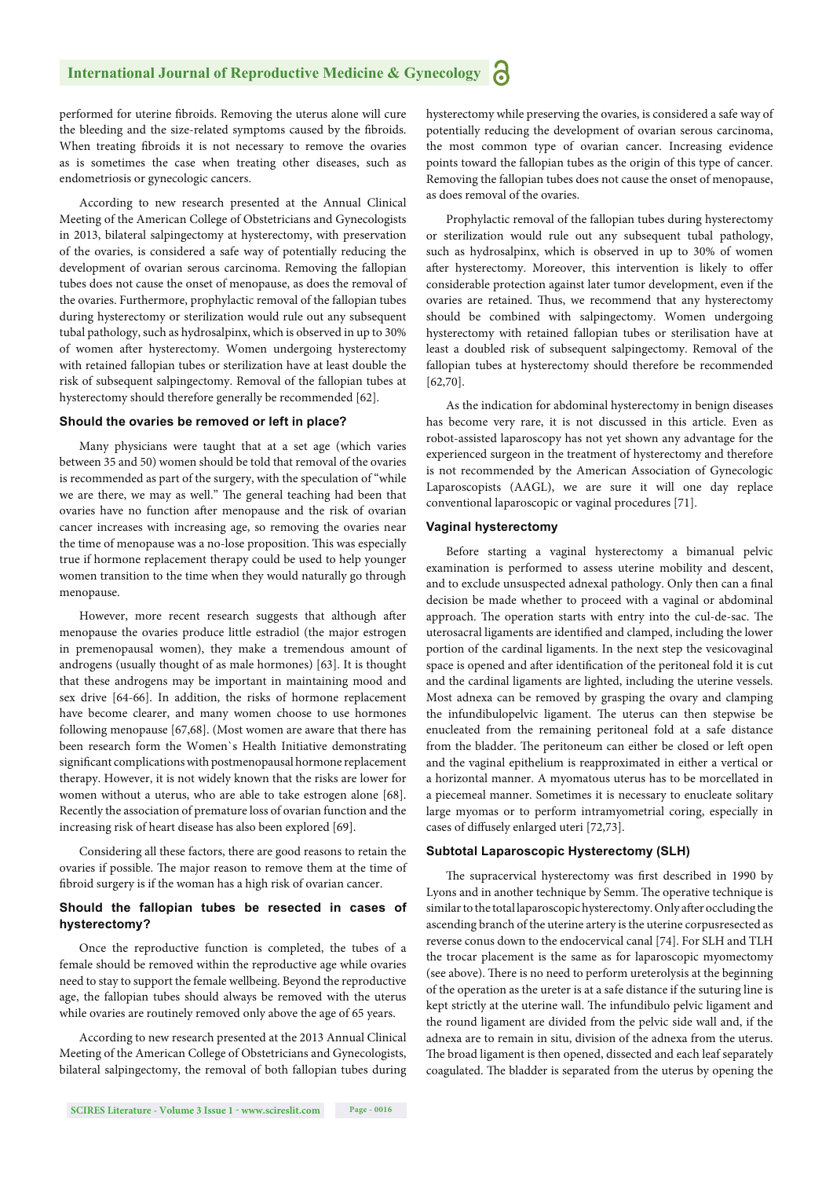performed for uterine fibroids. Removing the uterus alone will cure the bleeding and the size-related symptoms caused by the fibroids. When treating fibroids it is not necessary to remove the ovaries as is sometimes the case when treating other diseases, such as endometriosis or gynecologic cancers.

According to new research presented at the Annual Clinical Meeting of the American College of Obstetricians and Gynecologists in 2013, bilateral salpingectomy at hysterectomy, with preservation of the ovaries, is considered a safe way of potentially reducing the development of ovarian serous carcinoma. Removing the fallopian tubes does not cause the onset of menopause, as does the removal of the ovaries. Furthermore, prophylactic removal of the fallopian tubes during hysterectomy or sterilization would rule out any subsequent tubal pathology, such as hydrosalpinx, which is observed in up to 30% of women after hysterectomy. Women undergoing hysterectomy with retained fallopian tubes or sterilization have at least double the risk of subsequent salpingectomy. Removal of the fallopian tubes at hysterectomy should therefore generally be recommended [62].

### Should the ovaries be removed or left in place?

Many physicians were taught that at a set age (which varies between 35 and 50) women should be told that removal of the ovaries is recommended as part of the surgery, with the speculation of "while we are there, we may as well." The general teaching had been that ovaries have no function after menopause and the risk of ovarian cancer increases with increasing age, so removing the ovaries near the time of menopause was a no-lose proposition. This was especially true if hormone replacement therapy could be used to help younger women transition to the time when they would naturally go through menopause.

However, more recent research suggests that although after menopause the ovaries produce little estradiol (the major estrogen in premenopausal women), they make a tremendous amount of androgens (usually thought of as male hormones) [63]. It is thought that these androgens may be important in maintaining mood and sex drive [64-66]. In addition, the risks of hormone replacement have become clearer, and many women choose to use hormones following menopause [67,68]. (Most women are aware that there has been research form the Women`s Health Initiative demonstrating significant complications with postmenopausal hormone replacement therapy. However, it is not widely known that the risks are lower for women without a uterus, who are able to take estrogen alone [68]. Recently the association of premature loss of ovarian function and the increasing risk of heart disease has also been explored [69].

Considering all these factors, there are good reasons to retain the ovaries if possible. The major reason to remove them at the time of fibroid surgery is if the woman has a high risk of ovarian cancer.

### Should the fallopian tubes be resected in cases of hysterectomy?

Once the reproductive function is completed, the tubes of a female should be removed within the reproductive age while ovaries need to stay to support the female wellbeing. Beyond the reproductive age, the fallopian tubes should always be removed with the uterus while ovaries are routinely removed only above the age of 65 years.

According to new research presented at the 2013 Annual Clinical Meeting of the American College of Obstetricians and Gynecologists, bilateral salpingectomy, the removal of both fallopian tubes during hysterectomy while preserving the ovaries, is considered a safe way of potentially reducing the development of ovarian serous carcinoma, the most common type of ovarian cancer. Increasing evidence points toward the fallopian tubes as the origin of this type of cancer. Removing the fallopian tubes does not cause the onset of menopause, as does removal of the ovaries.

Prophylactic removal of the fallopian tubes during hysterectomy or sterilization would rule out any subsequent tubal pathology, such as hydrosalpinx, which is observed in up to 30% of women after hysterectomy. Moreover, this intervention is likely to offer considerable protection against later tumor development, even if the ovaries are retained. Thus, we recommend that any hysterectomy should be combined with salpingectomy. Women undergoing hysterectomy with retained fallopian tubes or sterilisation have at least a doubled risk of subsequent salpingectomy. Removal of the fallopian tubes at hysterectomy should therefore be recommended [62,70].

As the indication for abdominal hysterectomy in benign diseases has become very rare, it is not discussed in this article. Even as robot-assisted laparoscopy has not yet shown any advantage for the experienced surgeon in the treatment of hysterectomy and therefore is not recommended by the American Association of Gynecologic Laparoscopists (AAGL), we are sure it will one day replace conventional laparoscopic or vaginal procedures [71].

### Vaginal hysterectomy

Before starting a vaginal hysterectomy a bimanual pelvic examination is performed to assess uterine mobility and descent, and to exclude unsuspected adnexal pathology. Only then can a final decision be made whether to proceed with a vaginal or abdominal approach. The operation starts with entry into the cul-de-sac. The uterosacral ligaments are identified and clamped, including the lower portion of the cardinal ligaments. In the next step the vesicovaginal space is opened and after identification of the peritoneal fold it is cut and the cardinal ligaments are lighted, including the uterine vessels. Most adnexa can be removed by grasping the ovary and clamping the infundibulopelvic ligament. The uterus can then stepwise be enucleated from the remaining peritoneal fold at a safe distance from the bladder. The peritoneum can either be closed or left open and the vaginal epithelium is reapproximated in either a vertical or a horizontal manner. A myomatous uterus has to be morcellated in a piecemeal manner. Sometimes it is necessary to enucleate solitary large myomas or to perform intramyometrial coring, especially in cases of diffusely enlarged uteri [72,73].

### Subtotal Laparoscopic Hysterectomy (SLH)

The supracervical hysterectomy was first described in 1990 by Lyons and in another technique by Semm. The operative technique is similar to the total laparoscopic hysterectomy. Only after occluding the ascending branch of the uterine artery is the uterine corpusresected as reverse conus down to the endocervical canal [74]. For SLH and TLH the trocar placement is the same as for laparoscopic myomectomy (see above). There is no need to perform ureterolysis at the beginning of the operation as the ureter is at a safe distance if the suturing line is kept strictly at the uterine wall. The infundibulo pelvic ligament and the round ligament are divided from the pelvic side wall and, if the adnexa are to remain in situ, division of the adnexa from the uterus. The broad ligament is then opened, dissected and each leaf separately coagulated. The bladder is separated from the uterus by opening the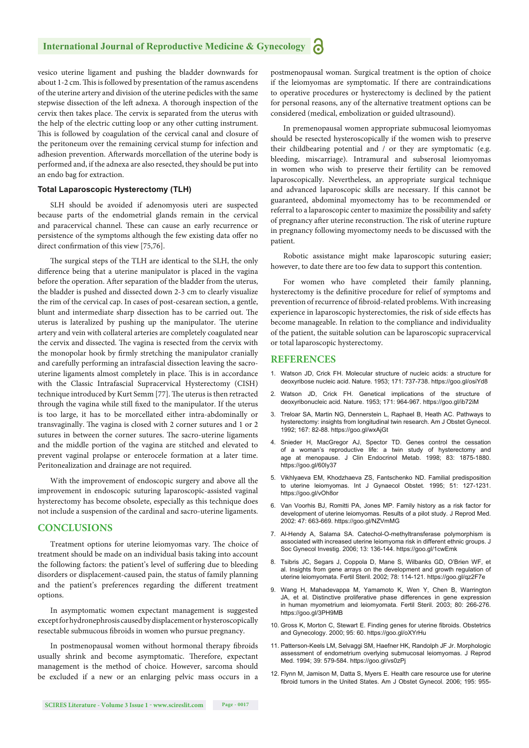vesico uterine ligament and pushing the bladder downwards for about 1-2 cm. This is followed by presentation of the ramus ascendens of the uterine artery and division of the uterine pedicles with the same stepwise dissection of the left adnexa. A thorough inspection of the cervix then takes place. The cervix is separated from the uterus with the help of the electric cutting loop or any other cutting instrument. This is followed by coagulation of the cervical canal and closure of the peritoneum over the remaining cervical stump for infection and adhesion prevention. Afterwards morcellation of the uterine body is performed and, if the adnexa are also resected, they should be put into an endo bag for extraction.

### Total Laparoscopic Hysterectomy (TLH)

SLH should be avoided if adenomyosis uteri are suspected because parts of the endometrial glands remain in the cervical and paracervical channel. These can cause an early recurrence or persistence of the symptoms although the few existing data offer no direct confirmation of this view [75,76].

The surgical steps of the TLH are identical to the SLH, the only difference being that a uterine manipulator is placed in the vagina before the operation. After separation of the bladder from the uterus, the bladder is pushed and dissected down 2-3 cm to clearly visualize the rim of the cervical cap. In cases of post-cesarean section, a gentle, blunt and intermediate sharp dissection has to be carried out. The uterus is lateralized by pushing up the manipulator. The uterine artery and vein with collateral arteries are completely coagulated near the cervix and dissected. The vagina is resected from the cervix with the monopolar hook by firmly stretching the manipulator cranially and carefully performing an intrafascial dissection leaving the sacro-uterine ligaments almost completely in place. This is in accordance with the Classic Intrafascial Supracervical Hysterectomy (CISH) technique introduced by Kurt Semm [77]. The uterus is then retracted through the vagina while still fixed to the manipulator. If the uterus is too large, it has to be morcellated either intra-abdominally or transvaginally. The vagina is closed with 2 corner sutures and 1 or 2 sutures in between the corner sutures. The sacro-uterine ligaments and the middle portion of the vagina are stitched and elevated to prevent vaginal prolapse or enterocele formation at a later time. Peritonealization and drainage are not required.

With the improvement of endoscopic surgery and above all the improvement in endoscopic suturing laparoscopic-assisted vaginal hysterectomy has become obsolete, especially as this technique does not include a suspension of the cardinal and sacro-uterine ligaments.

## CONCLUSIONS

Treatment options for uterine leiomyomas vary. The choice of treatment should be made on an individual basis taking into account the following factors: the patient's level of suffering due to bleeding disorders or displacement-caused pain, the status of family planning and the patient's preferences regarding the different treatment options.

In asymptomatic women expectant management is suggested except for hydronephrosis caused by displacement or hysteroscopically resectable submucous fibroids in women who pursue pregnancy.

In postmenopausal women without hormonal therapy fibroids usually shrink and become asymptomatic. Therefore, expectant management is the method of choice. However, sarcoma should be excluded if a new or an enlarging pelvic mass occurs in a postmenopausal woman. Surgical treatment is the option of choice if the leiomyomas are symptomatic. If there are contraindications to operative procedures or hysterectomy is declined by the patient for personal reasons, any of the alternative treatment options can be considered (medical, embolization or guided ultrasound).

In premenopausal women appropriate submucosal leiomyomas should be resected hysteroscopically if the women wish to preserve their childbearing potential and / or they are symptomatic (e.g. bleeding, miscarriage). Intramural and subserosal leiomyomas in women who wish to preserve their fertility can be removed laparoscopically. Nevertheless, an appropriate surgical technique and advanced laparoscopic skills are necessary. If this cannot be guaranteed, abdominal myomectomy has to be recommended or referral to a laparoscopic center to maximize the possibility and safety of pregnancy after uterine reconstruction. The risk of uterine rupture in pregnancy following myomectomy needs to be discussed with the patient.

Robotic assistance might make laparoscopic suturing easier; however, to date there are too few data to support this contention.

For women who have completed their family planning, hysterectomy is the definitive procedure for relief of symptoms and prevention of recurrence of fibroid-related problems. With increasing experience in laparoscopic hysterectomies, the risk of side effects has become manageable. In relation to the compliance and individuality of the patient, the suitable solution can be laparoscopic supracervical or total laparoscopic hysterectomy.

## REFERENCES

1. Watson JD, Crick FH. Molecular structure of nucleic acids: a structure for deoxyribose nucleic acid. Nature. 1953; 171: 737-738. https://goo.gl/osiYd8
2. Watson JD, Crick FH. Genetical implications of the structure of deoxyribonucleic acid. Nature. 1953; 171: 964-967. https://goo.gl/ib72iM
3. Treloar SA, Martin NG, Dennerstein L, Raphael B, Heath AC. Pathways to hysterectomy: insights from longitudinal twin research. Am J Obstet Gynecol. 1992; 167: 82-88. https://goo.gl/wxAjGt
4. Snieder H, MacGregor AJ, Spector TD. Genes control the cessation of a woman's reproductive life: a twin study of hysterectomy and age at menopause. J Clin Endocrinol Metab. 1998; 83: 1875-1880. https://goo.gl/60ly37
5. Vikhlyaeva EM, Khodzhaeva ZS, Fantschenko ND. Familial predisposition to uterine leiomyomas. Int J Gynaecol Obstet. 1995; 51: 127-1231. https://goo.gl/vOh8or
6. Van Voorhis BJ, Romitti PA, Jones MP. Family history as a risk factor for development of uterine leiomyomas. Results of a pilot study. J Reprod Med. 2002: 47: 663-669. https://goo.gl/NZVmMG
7. Al-Hendy A, Salama SA. Catechol-O-methyltransferase polymorphism is associated with increased uterine leiomyoma risk in different ethnic groups. J Soc Gynecol Investig. 2006; 13: 136-144. https://goo.gl/1cwEmk
8. Tsibris JC, Segars J, Coppola D, Mane S, Wilbanks GD, O'Brien WF, et al. Insights from gene arrays on the development and growth regulation of uterine leiomyomata. Fertil Steril. 2002; 78: 114-121. https://goo.gl/qz2F7e
9. Wang H, Mahadevappa M, Yamamoto K, Wen Y, Chen B, Warrington JA, et al. Distinctive proliferative phase differences in gene expression in human myometrium and leiomyomata. Fertil Steril. 2003; 80: 266-276. https://goo.gl/3PH9MB
10. Gross K, Morton C, Stewart E. Finding genes for uterine fibroids. Obstetrics and Gynecology. 2000; 95: 60. https://goo.gl/oXYrHu
11. Patterson-Keels LM, Selvaggi SM, Haefner HK, Randolph JF Jr. Morphologic assessment of endometrium overlying submucosal leiomyomas. J Reprod Med. 1994; 39: 579-584. https://goo.gl/vs0zPj
12. Flynn M, Jamison M, Datta S, Myers E. Health care resource use for uterine fibroid tumors in the United States. Am J Obstet Gynecol. 2006; 195: 955-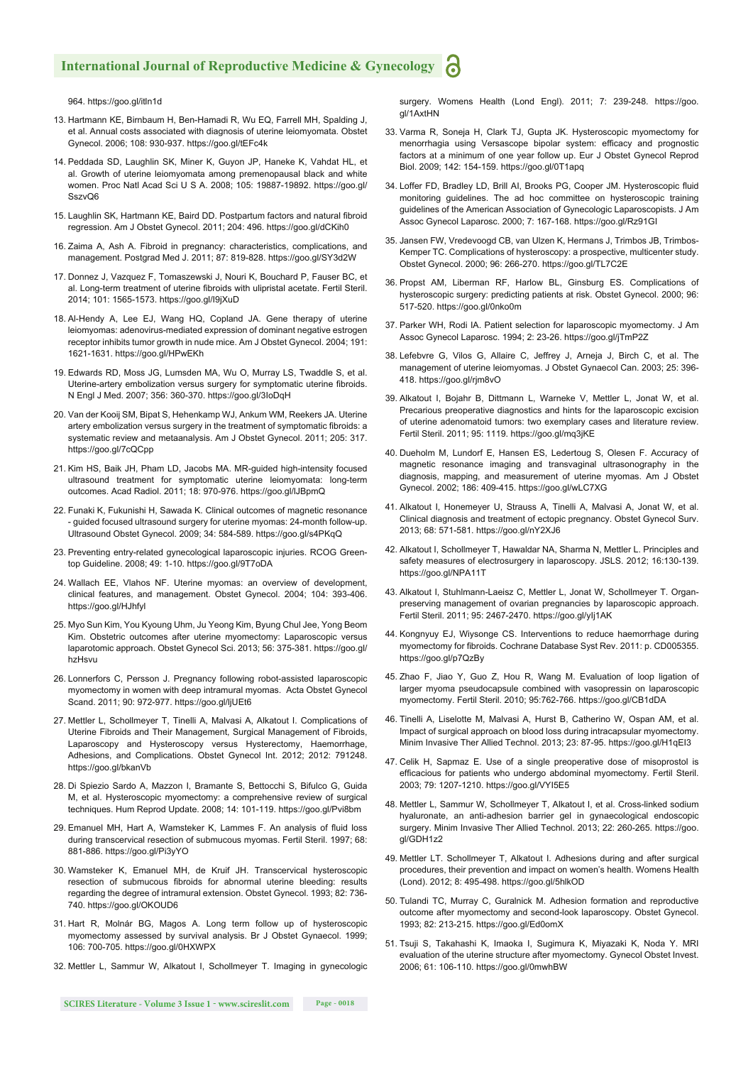964. https://goo.gl/itln1d

13. Hartmann KE, Birnbaum H, Ben-Hamadi R, Wu EQ, Farrell MH, Spalding J, et al. Annual costs associated with diagnosis of uterine leiomyomata. Obstet Gynecol. 2006; 108: 930-937. https://goo.gl/tEFc4k

14. Peddada SD, Laughlin SK, Miner K, Guyon JP, Haneke K, Vahdat HL, et al. Growth of uterine leiomyomata among premenopausal black and white women. Proc Natl Acad Sci U S A. 2008; 105: 19887-19892. https://goo.gl/SszvQ6

15. Laughlin SK, Hartmann KE, Baird DD. Postpartum factors and natural fibroid regression. Am J Obstet Gynecol. 2011; 204: 496. https://goo.gl/dCKih0

16. Zaima A, Ash A. Fibroid in pregnancy: characteristics, complications, and management. Postgrad Med J. 2011; 87: 819-828. https://goo.gl/SY3d2W

17. Donnez J, Vazquez F, Tomaszewski J, Nouri K, Bouchard P, Fauser BC, et al. Long-term treatment of uterine fibroids with ulipristal acetate. Fertil Steril. 2014; 101: 1565-1573. https://goo.gl/I9jXuD

18. Al-Hendy A, Lee EJ, Wang HQ, Copland JA. Gene therapy of uterine leiomyomas: adenovirus-mediated expression of dominant negative estrogen receptor inhibits tumor growth in nude mice. Am J Obstet Gynecol. 2004; 191: 1621-1631. https://goo.gl/HPwEKh

19. Edwards RD, Moss JG, Lumsden MA, Wu O, Murray LS, Twaddle S, et al. Uterine-artery embolization versus surgery for symptomatic uterine fibroids. N Engl J Med. 2007; 356: 360-370. https://goo.gl/3IoDqH

20. Van der Kooij SM, Bipat S, Hehenkamp WJ, Ankum WM, Reekers JA. Uterine artery embolization versus surgery in the treatment of symptomatic fibroids: a systematic review and metaanalysis. Am J Obstet Gynecol. 2011; 205: 317. https://goo.gl/7cQCpp

21. Kim HS, Baik JH, Pham LD, Jacobs MA. MR-guided high-intensity focused ultrasound treatment for symptomatic uterine leiomyomata: long-term outcomes. Acad Radiol. 2011; 18: 970-976. https://goo.gl/lJBpmQ

22. Funaki K, Fukunishi H, Sawada K. Clinical outcomes of magnetic resonance - guided focused ultrasound surgery for uterine myomas: 24-month follow-up. Ultrasound Obstet Gynecol. 2009; 34: 584-589. https://goo.gl/s4PKqQ

23. Preventing entry-related gynecological laparoscopic injuries. RCOG Green-top Guideline. 2008; 49: 1-10. https://goo.gl/9T7oDA

24. Wallach EE, Vlahos NF. Uterine myomas: an overview of development, clinical features, and management. Obstet Gynecol. 2004; 104: 393-406. https://goo.gl/HJhfyl

25. Myo Sun Kim, You Kyoung Uhm, Ju Yeong Kim, Byung Chul Jee, Yong Beom Kim. Obstetric outcomes after uterine myomectomy: Laparoscopic versus laparotomic approach. Obstet Gynecol Sci. 2013; 56: 375-381. https://goo.gl/hzHsvu

26. Lonnerfors C, Persson J. Pregnancy following robot-assisted laparoscopic myomectomy in women with deep intramural myomas. Acta Obstet Gynecol Scand. 2011; 90: 972-977. https://goo.gl/ljUEt6

27. Mettler L, Schollmeyer T, Tinelli A, Malvasi A, Alkatout I. Complications of Uterine Fibroids and Their Management, Surgical Management of Fibroids, Laparoscopy and Hysteroscopy versus Hysterectomy, Haemorrhage, Adhesions, and Complications. Obstet Gynecol Int. 2012; 2012: 791248. https://goo.gl/bkanVb

28. Di Spiezio Sardo A, Mazzon I, Bramante S, Bettocchi S, Bifulco G, Guida M, et al. Hysteroscopic myomectomy: a comprehensive review of surgical techniques. Hum Reprod Update. 2008; 14: 101-119. https://goo.gl/Pvi8bm

29. Emanuel MH, Hart A, Wamsteker K, Lammes F. An analysis of fluid loss during transcervical resection of submucous myomas. Fertil Steril. 1997; 68: 881-886. https://goo.gl/Pi3yYO

30. Wamsteker K, Emanuel MH, de Kruif JH. Transcervical hysteroscopic resection of submucous fibroids for abnormal uterine bleeding: results regarding the degree of intramural extension. Obstet Gynecol. 1993; 82: 736-740. https://goo.gl/OKOUD6

31. Hart R, Molnár BG, Magos A. Long term follow up of hysteroscopic myomectomy assessed by survival analysis. Br J Obstet Gynaecol. 1999; 106: 700-705. https://goo.gl/0HXWPX

32. Mettler L, Sammur W, Alkatout I, Schollmeyer T. Imaging in gynecologic surgery. Womens Health (Lond Engl). 2011; 7: 239-248. https://goo.gl/1AxtHN

33. Varma R, Soneja H, Clark TJ, Gupta JK. Hysteroscopic myomectomy for menorrhagia using Versascope bipolar system: efficacy and prognostic factors at a minimum of one year follow up. Eur J Obstet Gynecol Reprod Biol. 2009; 142: 154-159. https://goo.gl/0T1apq

34. Loffer FD, Bradley LD, Brill AI, Brooks PG, Cooper JM. Hysteroscopic fluid monitoring guidelines. The ad hoc committee on hysteroscopic training guidelines of the American Association of Gynecologic Laparoscopists. J Am Assoc Gynecol Laparosc. 2000; 7: 167-168. https://goo.gl/Rz91GI

35. Jansen FW, Vredevoogd CB, van Ulzen K, Hermans J, Trimbos JB, Trimbos-Kemper TC. Complications of hysteroscopy: a prospective, multicenter study. Obstet Gynecol. 2000; 96: 266-270. https://goo.gl/TL7C2E

36. Propst AM, Liberman RF, Harlow BL, Ginsburg ES. Complications of hysteroscopic surgery: predicting patients at risk. Obstet Gynecol. 2000; 96: 517-520. https://goo.gl/0nko0m

37. Parker WH, Rodi IA. Patient selection for laparoscopic myomectomy. J Am Assoc Gynecol Laparosc. 1994; 2: 23-26. https://goo.gl/jTmP2Z

38. Lefebvre G, Vilos G, Allaire C, Jeffrey J, Arneja J, Birch C, et al. The management of uterine leiomyomas. J Obstet Gynaecol Can. 2003; 25: 396-418. https://goo.gl/rjm8vO

39. Alkatout I, Bojahr B, Dittmann L, Warneke V, Mettler L, Jonat W, et al. Precarious preoperative diagnostics and hints for the laparoscopic excision of uterine adenomatoid tumors: two exemplary cases and literature review. Fertil Steril. 2011; 95: 1119. https://goo.gl/mq3jKE

40. Dueholm M, Lundorf E, Hansen ES, Ledertoug S, Olesen F. Accuracy of magnetic resonance imaging and transvaginal ultrasonography in the diagnosis, mapping, and measurement of uterine myomas. Am J Obstet Gynecol. 2002; 186: 409-415. https://goo.gl/wLC7XG

41. Alkatout I, Honemeyer U, Strauss A, Tinelli A, Malvasi A, Jonat W, et al. Clinical diagnosis and treatment of ectopic pregnancy. Obstet Gynecol Surv. 2013; 68: 571-581. https://goo.gl/nY2XJ6

42. Alkatout I, Schollmeyer T, Hawaldar NA, Sharma N, Mettler L. Principles and safety measures of electrosurgery in laparoscopy. JSLS. 2012; 16:130-139. https://goo.gl/NPA11T

43. Alkatout I, Stuhlmann-Laeisz C, Mettler L, Jonat W, Schollmeyer T. Organ-preserving management of ovarian pregnancies by laparoscopic approach. Fertil Steril. 2011; 95: 2467-2470. https://goo.gl/ylj1AK

44. Kongnyuy EJ, Wiysonge CS. Interventions to reduce haemorrhage during myomectomy for fibroids. Cochrane Database Syst Rev. 2011: p. CD005355. https://goo.gl/p7QzBy

45. Zhao F, Jiao Y, Guo Z, Hou R, Wang M. Evaluation of loop ligation of larger myoma pseudocapsule combined with vasopressin on laparoscopic myomectomy. Fertil Steril. 2010; 95:762-766. https://goo.gl/CB1dDA

46. Tinelli A, Liselotte M, Malvasi A, Hurst B, Catherino W, Ospan AM, et al. Impact of surgical approach on blood loss during intracapsular myomectomy. Minim Invasive Ther Allied Technol. 2013; 23: 87-95. https://goo.gl/H1qEI3

47. Celik H, Sapmaz E. Use of a single preoperative dose of misoprostol is efficacious for patients who undergo abdominal myomectomy. Fertil Steril. 2003; 79: 1207-1210. https://goo.gl/VYI5E5

48. Mettler L, Sammur W, Schollmeyer T, Alkatout I, et al. Cross-linked sodium hyaluronate, an anti-adhesion barrier gel in gynaecological endoscopic surgery. Minim Invasive Ther Allied Technol. 2013; 22: 260-265. https://goo.gl/GDH1z2

49. Mettler LT. Schollmeyer T, Alkatout I. Adhesions during and after surgical procedures, their prevention and impact on women's health. Womens Health (Lond). 2012; 8: 495-498. https://goo.gl/5hlkOD

50. Tulandi TC, Murray C, Guralnick M. Adhesion formation and reproductive outcome after myomectomy and second-look laparoscopy. Obstet Gynecol. 1993; 82: 213-215. https://goo.gl/Ed0omX

51. Tsuji S, Takahashi K, Imaoka I, Sugimura K, Miyazaki K, Noda Y. MRI evaluation of the uterine structure after myomectomy. Gynecol Obstet Invest. 2006; 61: 106-110. https://goo.gl/0mwhBW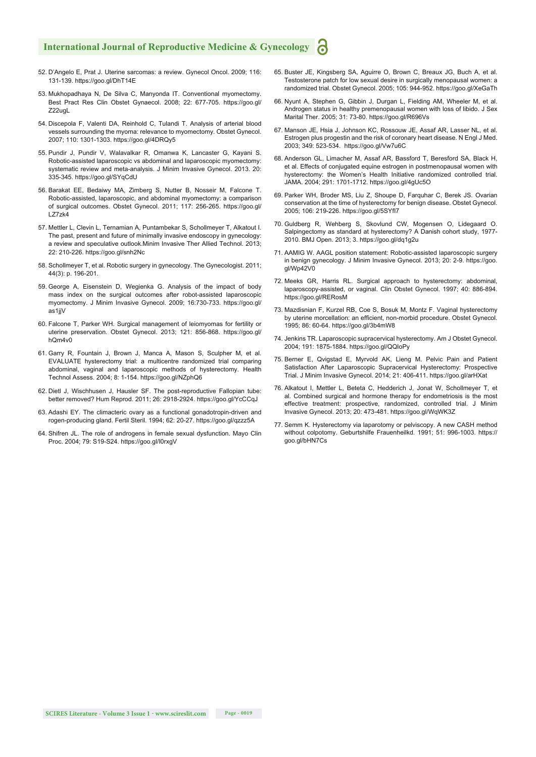52. D'Angelo E, Prat J. Uterine sarcomas: a review. Gynecol Oncol. 2009; 116: 131-139. https://goo.gl/DhT14E

53. Mukhopadhaya N, De Silva C, Manyonda IT. Conventional myomectomy. Best Pract Res Clin Obstet Gynaecol. 2008; 22: 677-705. https://goo.gl/Z22ugL

54. Discepola F, Valenti DA, Reinhold C, Tulandi T. Analysis of arterial blood vessels surrounding the myoma: relevance to myomectomy. Obstet Gynecol. 2007; 110: 1301-1303. https://goo.gl/4DRQy5

55. Pundir J, Pundir V, Walavalkar R, Omanwa K, Lancaster G, Kayani S. Robotic-assisted laparoscopic vs abdominal and laparoscopic myomectomy: systematic review and meta-analysis. J Minim Invasive Gynecol. 2013. 20: 335-345. https://goo.gl/SYqCdU

56. Barakat EE, Bedaiwy MA, Zimberg S, Nutter B, Nosseir M, Falcone T. Robotic-assisted, laparoscopic, and abdominal myomectomy: a comparison of surgical outcomes. Obstet Gynecol. 2011; 117: 256-265. https://goo.gl/LZ7zk4

57. Mettler L, Clevin L, Ternamian A, Puntambekar S, Schollmeyer T, Alkatout I. The past, present and future of minimally invasive endoscopy in gynecology: a review and speculative outlook.Minim Invasive Ther Allied Technol. 2013; 22: 210-226. https://goo.gl/snh2Nc

58. Schollmeyer T, et al. Robotic surgery in gynecology. The Gynecologist. 2011; 44(3): p. 196-201.

59. George A, Eisenstein D, Wegienka G. Analysis of the impact of body mass index on the surgical outcomes after robot-assisted laparoscopic myomectomy. J Minim Invasive Gynecol. 2009; 16:730-733. https://goo.gl/as1jjV

60. Falcone T, Parker WH. Surgical management of leiomyomas for fertility or uterine preservation. Obstet Gynecol. 2013; 121: 856-868. https://goo.gl/hQm4v0

61. Garry R, Fountain J, Brown J, Manca A, Mason S, Sculpher M, et al. EVALUATE hysterectomy trial: a multicentre randomized trial comparing abdominal, vaginal and laparoscopic methods of hysterectomy. Health Technol Assess. 2004; 8: 1-154. https://goo.gl/NZphQ6

62. Dietl J, Wischhusen J, Hausler SF. The post-reproductive Fallopian tube: better removed? Hum Reprod. 2011; 26: 2918-2924. https://goo.gl/YcCCqJ

63. Adashi EY. The climacteric ovary as a functional gonadotropin-driven and rogen-producing gland. Fertil Steril. 1994; 62: 20-27. https://goo.gl/qzzz5A

64. Shifren JL. The role of androgens in female sexual dysfunction. Mayo Clin Proc. 2004; 79: S19-S24. https://goo.gl/I0rxgV

65. Buster JE, Kingsberg SA, Aguirre O, Brown C, Breaux JG, Buch A, et al. Testosterone patch for low sexual desire in surgically menopausal women: a randomized trial. Obstet Gynecol. 2005; 105: 944-952. https://goo.gl/XeGaTh

66. Nyunt A, Stephen G, Gibbin J, Durgan L, Fielding AM, Wheeler M, et al. Androgen status in healthy premenopausal women with loss of libido. J Sex Marital Ther. 2005; 31: 73-80. https://goo.gl/R696Vs

67. Manson JE, Hsia J, Johnson KC, Rossouw JE, Assaf AR, Lasser NL, et al. Estrogen plus progestin and the risk of coronary heart disease. N Engl J Med. 2003; 349: 523-534. https://goo.gl/Vw7u6C

68. Anderson GL, Limacher M, Assaf AR, Bassford T, Beresford SA, Black H, et al. Effects of conjugated equine estrogen in postmenopausal women with hysterectomy: the Women's Health Initiative randomized controlled trial. JAMA. 2004; 291: 1701-1712. https://goo.gl/4gUc5O

69. Parker WH, Broder MS, Liu Z, Shoupe D, Farquhar C, Berek JS. Ovarian conservation at the time of hysterectomy for benign disease. Obstet Gynecol. 2005; 106: 219-226. https://goo.gl/5SYfI7

70. Guldberg R, Wehberg S, Skovlund CW, Mogensen O, Lidegaard O. Salpingectomy as standard at hysterectomy? A Danish cohort study, 1977-2010. BMJ Open. 2013; 3. https://goo.gl/dq1g2u

71. AAMIG W. AAGL position statement: Robotic-assisted laparoscopic surgery in benign gynecology. J Minim Invasive Gynecol. 2013; 20: 2-9. https://goo.gl/Wp42V0

72. Meeks GR, Harris RL. Surgical approach to hysterectomy: abdominal, laparoscopy-assisted, or vaginal. Clin Obstet Gynecol. 1997; 40: 886-894. https://goo.gl/RERosM

73. Mazdisnian F, Kurzel RB, Coe S, Bosuk M, Montz F. Vaginal hysterectomy by uterine morcellation: an efficient, non-morbid procedure. Obstet Gynecol. 1995; 86: 60-64. https://goo.gl/3b4mW8

74. Jenkins TR. Laparoscopic supracervical hysterectomy. Am J Obstet Gynecol. 2004; 191: 1875-1884. https://goo.gl/QQIoPy

75. Berner E, Qvigstad E, Myrvold AK, Lieng M. Pelvic Pain and Patient Satisfaction After Laparoscopic Supracervical Hysterectomy: Prospective Trial. J Minim Invasive Gynecol. 2014; 21: 406-411. https://goo.gl/arHXat

76. Alkatout I, Mettler L, Beteta C, Hedderich J, Jonat W, Schollmeyer T, et al. Combined surgical and hormone therapy for endometriosis is the most effective treatment: prospective, randomized, controlled trial. J Minim Invasive Gynecol. 2013; 20: 473-481. https://goo.gl/WqWK3Z

77. Semm K. Hysterectomy via laparotomy or pelviscopy. A new CASH method without colpotomy. Geburtshilfe Frauenheilkd. 1991; 51: 996-1003. https://goo.gl/bHN7Cs